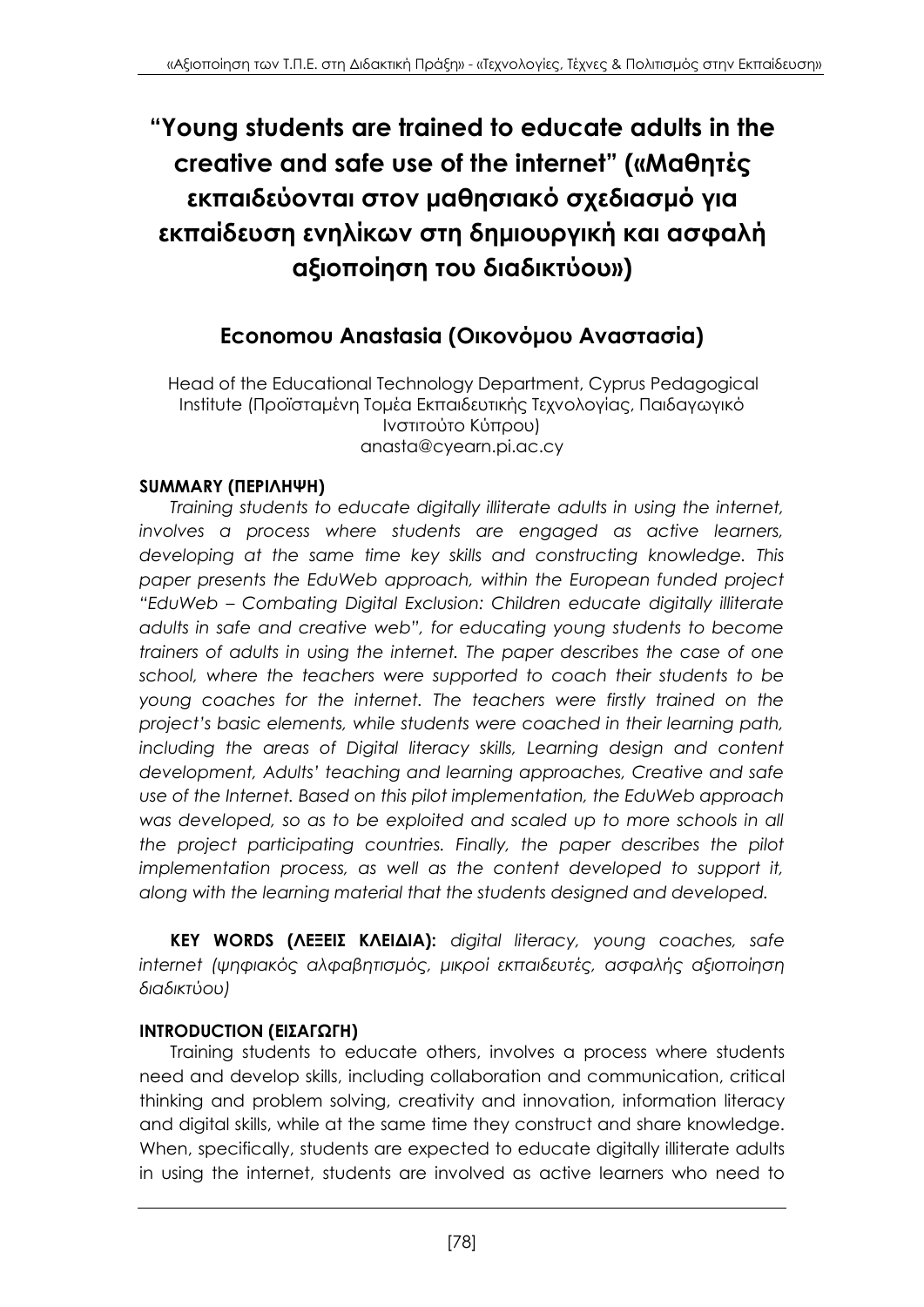# "Young students are trained to educate adults in the creative and safe use of the internet" («Μαθητές εκπαιδεύονται στον μαθησιακό σχεδιασμό για εκπαίδευση ενηλίκων στη δημιουργική και ασφαλή αξιοποίηση του διαδικτύου»)

## Economou Anastasia (Οικονόμου Αναστασία)

Head of the Educational Technology Department, Cyprus Pedagogical Institute (Προϊσταμένη Τομέα Εκπαιδευτικής Τεχνολογίας, Παιδαγωγικό Ινστιτούτο Κύπρου)
anasta@cyearn.pi.ac.cy

**SUMMARY (ΠΕΡΙΛΗΨΗ)**

*Training students to educate digitally illiterate adults in using the internet, involves a process where students are engaged as active learners, developing at the same time key skills and constructing knowledge. This paper presents the EduWeb approach, within the European funded project "EduWeb – Combating Digital Exclusion: Children educate digitally illiterate adults in safe and creative web", for educating young students to become trainers of adults in using the internet. The paper describes the case of one school, where the teachers were supported to coach their students to be young coaches for the internet. The teachers were firstly trained on the project's basic elements, while students were coached in their learning path, including the areas of Digital literacy skills, Learning design and content development, Adults' teaching and learning approaches, Creative and safe use of the Internet. Based on this pilot implementation, the EduWeb approach was developed, so as to be exploited and scaled up to more schools in all the project participating countries. Finally, the paper describes the pilot implementation process, as well as the content developed to support it, along with the learning material that the students designed and developed.*

**KEY WORDS (ΛΕΞΕΙΣ ΚΛΕΙΔΙΑ):** *digital literacy, young coaches, safe internet (ψηφιακός αλφαβητισμός, μικροί εκπαιδευτές, ασφαλής αξιοποίηση διαδικτύου)*

**INTRODUCTION (ΕΙΣΑΓΩΓΗ)**

Training students to educate others, involves a process where students need and develop skills, including collaboration and communication, critical thinking and problem solving, creativity and innovation, information literacy and digital skills, while at the same time they construct and share knowledge. When, specifically, students are expected to educate digitally illiterate adults in using the internet, students are involved as active learners who need to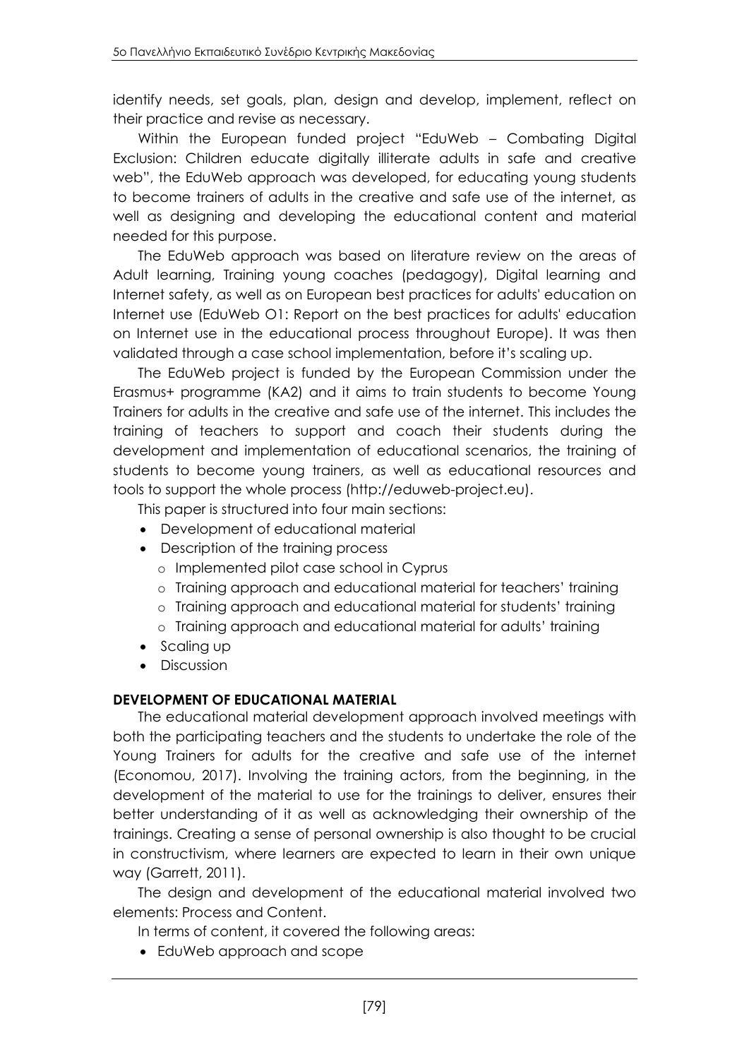identify needs, set goals, plan, design and develop, implement, reflect on their practice and revise as necessary.

Within the European funded project "EduWeb – Combating Digital Exclusion: Children educate digitally illiterate adults in safe and creative web", the EduWeb approach was developed, for educating young students to become trainers of adults in the creative and safe use of the internet, as well as designing and developing the educational content and material needed for this purpose.

The EduWeb approach was based on literature review on the areas of Adult learning, Training young coaches (pedagogy), Digital learning and Internet safety, as well as on European best practices for adults' education on Internet use (EduWeb O1: Report on the best practices for adults' education on Internet use in the educational process throughout Europe). It was then validated through a case school implementation, before it's scaling up.

The EduWeb project is funded by the European Commission under the Erasmus+ programme (KA2) and it aims to train students to become Young Trainers for adults in the creative and safe use of the internet. This includes the training of teachers to support and coach their students during the development and implementation of educational scenarios, the training of students to become young trainers, as well as educational resources and tools to support the whole process (http://eduweb-project.eu).

This paper is structured into four main sections:

- Development of educational material
- Description of the training process
  - Implemented pilot case school in Cyprus
  - Training approach and educational material for teachers' training
  - Training approach and educational material for students' training
  - Training approach and educational material for adults' training
- Scaling up
- Discussion

## DEVELOPMENT OF EDUCATIONAL MATERIAL

The educational material development approach involved meetings with both the participating teachers and the students to undertake the role of the Young Trainers for adults for the creative and safe use of the internet (Economou, 2017). Involving the training actors, from the beginning, in the development of the material to use for the trainings to deliver, ensures their better understanding of it as well as acknowledging their ownership of the trainings. Creating a sense of personal ownership is also thought to be crucial in constructivism, where learners are expected to learn in their own unique way (Garrett, 2011).

The design and development of the educational material involved two elements: Process and Content.

In terms of content, it covered the following areas:

- EduWeb approach and scope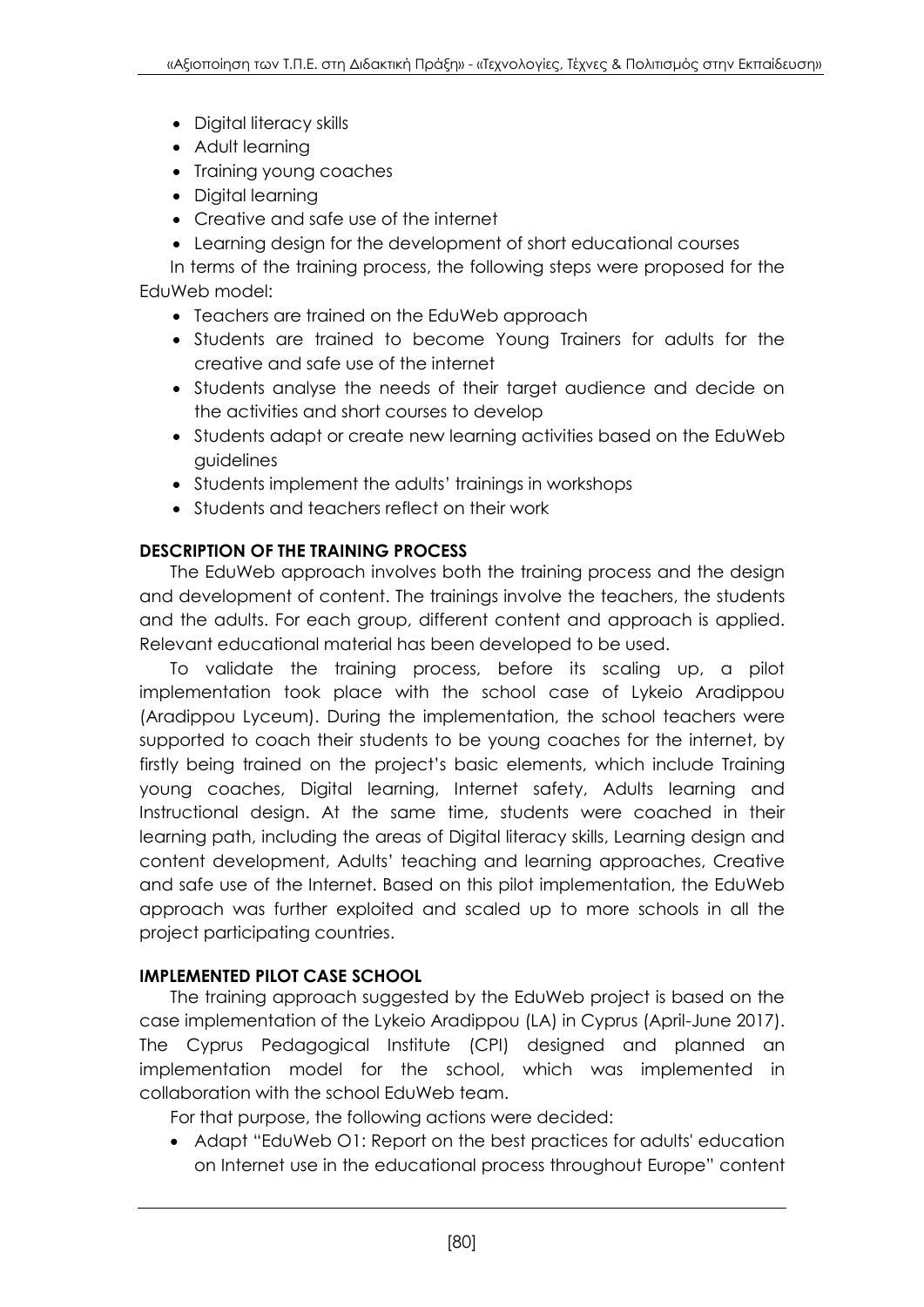- Digital literacy skills
- Adult learning
- Training young coaches
- Digital learning
- Creative and safe use of the internet
- Learning design for the development of short educational courses

In terms of the training process, the following steps were proposed for the EduWeb model:

- Teachers are trained on the EduWeb approach
- Students are trained to become Young Trainers for adults for the creative and safe use of the internet
- Students analyse the needs of their target audience and decide on the activities and short courses to develop
- Students adapt or create new learning activities based on the EduWeb guidelines
- Students implement the adults' trainings in workshops
- Students and teachers reflect on their work

## DESCRIPTION OF THE TRAINING PROCESS

The EduWeb approach involves both the training process and the design and development of content. The trainings involve the teachers, the students and the adults. For each group, different content and approach is applied. Relevant educational material has been developed to be used.

To validate the training process, before its scaling up, a pilot implementation took place with the school case of Lykeio Aradippou (Aradippou Lyceum). During the implementation, the school teachers were supported to coach their students to be young coaches for the internet, by firstly being trained on the project's basic elements, which include Training young coaches, Digital learning, Internet safety, Adults learning and Instructional design. At the same time, students were coached in their learning path, including the areas of Digital literacy skills, Learning design and content development, Adults' teaching and learning approaches, Creative and safe use of the Internet. Based on this pilot implementation, the EduWeb approach was further exploited and scaled up to more schools in all the project participating countries.

## IMPLEMENTED PILOT CASE SCHOOL

The training approach suggested by the EduWeb project is based on the case implementation of the Lykeio Aradippou (LA) in Cyprus (April-June 2017). The Cyprus Pedagogical Institute (CPI) designed and planned an implementation model for the school, which was implemented in collaboration with the school EduWeb team.

For that purpose, the following actions were decided:

- Adapt "EduWeb O1: Report on the best practices for adults' education on Internet use in the educational process throughout Europe" content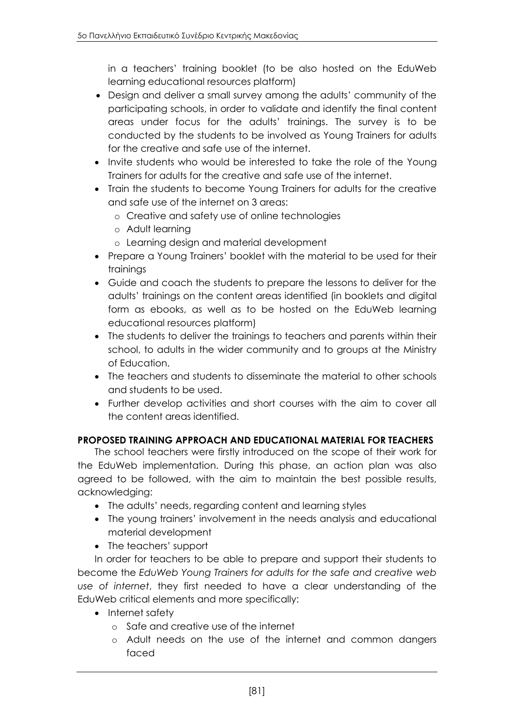in a teachers' training booklet (to be also hosted on the EduWeb learning educational resources platform)

- Design and deliver a small survey among the adults' community of the participating schools, in order to validate and identify the final content areas under focus for the adults' trainings. The survey is to be conducted by the students to be involved as Young Trainers for adults for the creative and safe use of the internet.
- Invite students who would be interested to take the role of the Young Trainers for adults for the creative and safe use of the internet.
- Train the students to become Young Trainers for adults for the creative and safe use of the internet on 3 areas:
  - Creative and safety use of online technologies
  - Adult learning
  - Learning design and material development
- Prepare a Young Trainers' booklet with the material to be used for their trainings
- Guide and coach the students to prepare the lessons to deliver for the adults' trainings on the content areas identified (in booklets and digital form as ebooks, as well as to be hosted on the EduWeb learning educational resources platform)
- The students to deliver the trainings to teachers and parents within their school, to adults in the wider community and to groups at the Ministry of Education.
- The teachers and students to disseminate the material to other schools and students to be used.
- Further develop activities and short courses with the aim to cover all the content areas identified.

**PROPOSED TRAINING APPROACH AND EDUCATIONAL MATERIAL FOR TEACHERS**

The school teachers were firstly introduced on the scope of their work for the EduWeb implementation. During this phase, an action plan was also agreed to be followed, with the aim to maintain the best possible results, acknowledging:

- The adults' needs, regarding content and learning styles
- The young trainers' involvement in the needs analysis and educational material development
- The teachers' support

In order for teachers to be able to prepare and support their students to become the *EduWeb Young Trainers for adults for the safe and creative web use of internet*, they first needed to have a clear understanding of the EduWeb critical elements and more specifically:

- Internet safety
  - Safe and creative use of the internet
  - Adult needs on the use of the internet and common dangers faced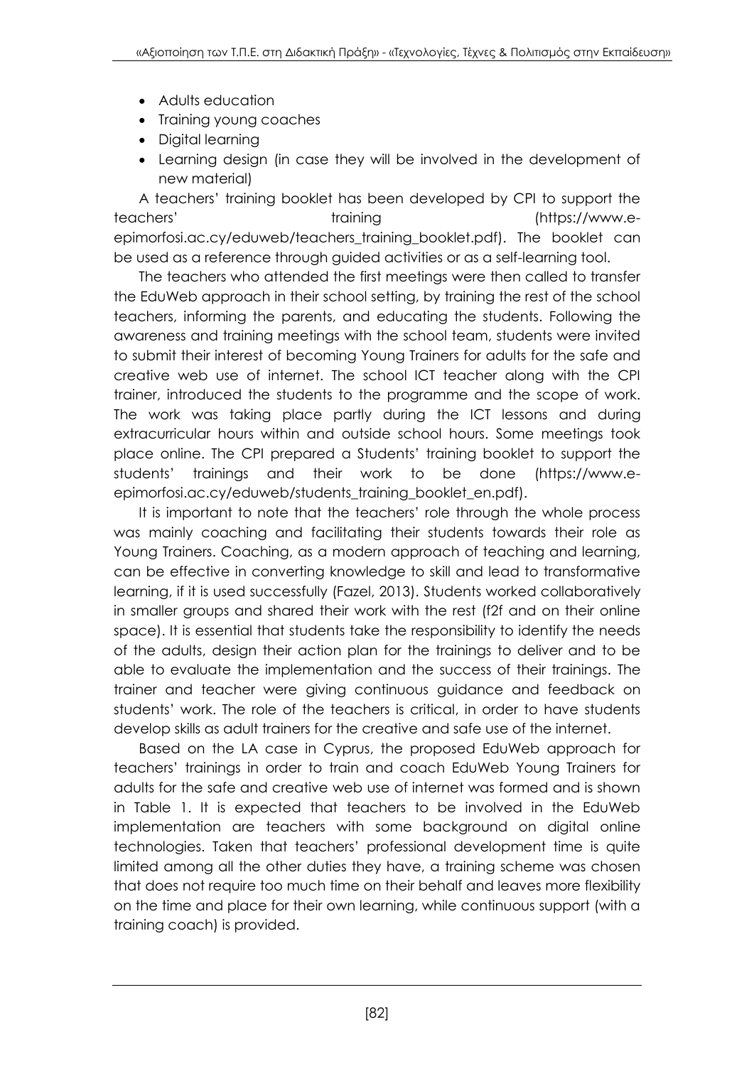- Adults education
- Training young coaches
- Digital learning
- Learning design (in case they will be involved in the development of new material)

A teachers' training booklet has been developed by CPI to support the teachers' training (https://www.e-epimorfosi.ac.cy/eduweb/teachers_training_booklet.pdf). The booklet can be used as a reference through guided activities or as a self-learning tool.

The teachers who attended the first meetings were then called to transfer the EduWeb approach in their school setting, by training the rest of the school teachers, informing the parents, and educating the students. Following the awareness and training meetings with the school team, students were invited to submit their interest of becoming Young Trainers for adults for the safe and creative web use of internet. The school ICT teacher along with the CPI trainer, introduced the students to the programme and the scope of work. The work was taking place partly during the ICT lessons and during extracurricular hours within and outside school hours. Some meetings took place online. The CPI prepared a Students' training booklet to support the students' trainings and their work to be done (https://www.e-epimorfosi.ac.cy/eduweb/students_training_booklet_en.pdf).

It is important to note that the teachers' role through the whole process was mainly coaching and facilitating their students towards their role as Young Trainers. Coaching, as a modern approach of teaching and learning, can be effective in converting knowledge to skill and lead to transformative learning, if it is used successfully (Fazel, 2013). Students worked collaboratively in smaller groups and shared their work with the rest (f2f and on their online space). It is essential that students take the responsibility to identify the needs of the adults, design their action plan for the trainings to deliver and to be able to evaluate the implementation and the success of their trainings. The trainer and teacher were giving continuous guidance and feedback on students' work. The role of the teachers is critical, in order to have students develop skills as adult trainers for the creative and safe use of the internet.

Based on the LA case in Cyprus, the proposed EduWeb approach for teachers' trainings in order to train and coach EduWeb Young Trainers for adults for the safe and creative web use of internet was formed and is shown in Table 1. It is expected that teachers to be involved in the EduWeb implementation are teachers with some background on digital online technologies. Taken that teachers' professional development time is quite limited among all the other duties they have, a training scheme was chosen that does not require too much time on their behalf and leaves more flexibility on the time and place for their own learning, while continuous support (with a training coach) is provided.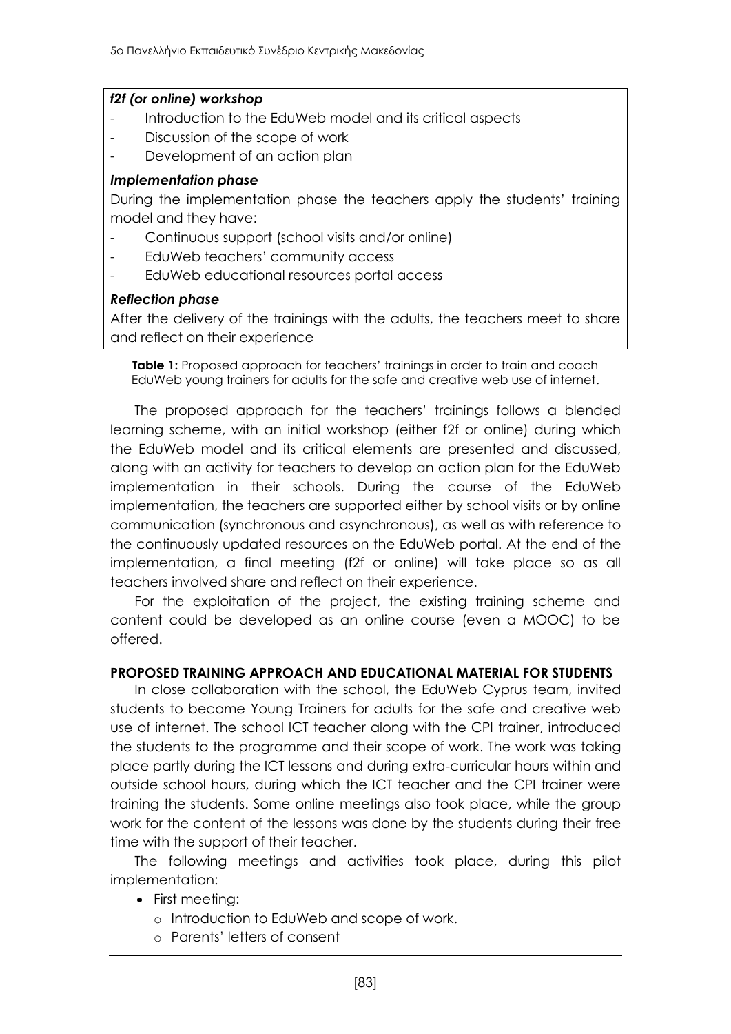***f2f (or online) workshop***

- Introduction to the EduWeb model and its critical aspects
- Discussion of the scope of work
- Development of an action plan

***Implementation phase***

During the implementation phase the teachers apply the students' training model and they have:

- Continuous support (school visits and/or online)
- EduWeb teachers' community access
- EduWeb educational resources portal access

***Reflection phase***

After the delivery of the trainings with the adults, the teachers meet to share and reflect on their experience

**Table 1:** Proposed approach for teachers' trainings in order to train and coach EduWeb young trainers for adults for the safe and creative web use of internet.

The proposed approach for the teachers' trainings follows a blended learning scheme, with an initial workshop (either f2f or online) during which the EduWeb model and its critical elements are presented and discussed, along with an activity for teachers to develop an action plan for the EduWeb implementation in their schools. During the course of the EduWeb implementation, the teachers are supported either by school visits or by online communication (synchronous and asynchronous), as well as with reference to the continuously updated resources on the EduWeb portal. At the end of the implementation, a final meeting (f2f or online) will take place so as all teachers involved share and reflect on their experience.

For the exploitation of the project, the existing training scheme and content could be developed as an online course (even a MOOC) to be offered.

## PROPOSED TRAINING APPROACH AND EDUCATIONAL MATERIAL FOR STUDENTS

In close collaboration with the school, the EduWeb Cyprus team, invited students to become Young Trainers for adults for the safe and creative web use of internet. The school ICT teacher along with the CPI trainer, introduced the students to the programme and their scope of work. The work was taking place partly during the ICT lessons and during extra-curricular hours within and outside school hours, during which the ICT teacher and the CPI trainer were training the students. Some online meetings also took place, while the group work for the content of the lessons was done by the students during their free time with the support of their teacher.

The following meetings and activities took place, during this pilot implementation:

- First meeting:
  - Introduction to EduWeb and scope of work.
  - Parents' letters of consent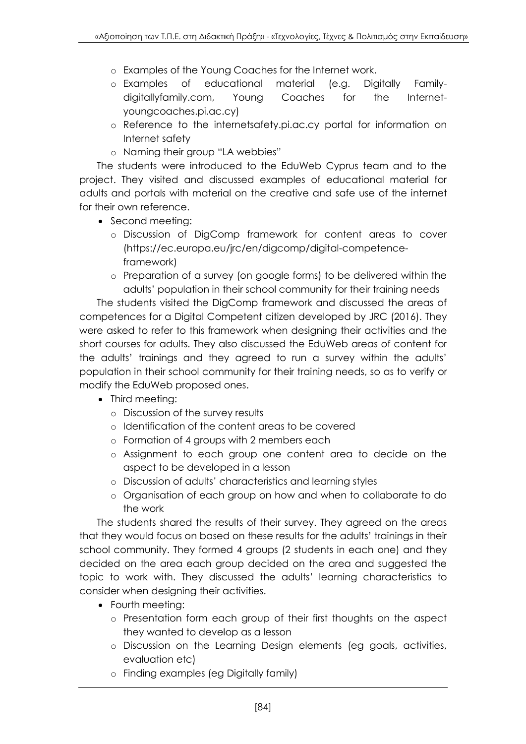- Examples of the Young Coaches for the Internet work.
- Examples of educational material (e.g. Digitally Family-digitallyfamily.com, Young Coaches for the Internet-youngcoaches.pi.ac.cy)
- Reference to the internetsafety.pi.ac.cy portal for information on Internet safety
- Naming their group "LA webbies"

The students were introduced to the EduWeb Cyprus team and to the project. They visited and discussed examples of educational material for adults and portals with material on the creative and safe use of the internet for their own reference.

- Second meeting:
  - Discussion of DigComp framework for content areas to cover (https://ec.europa.eu/jrc/en/digcomp/digital-competence-framework)
  - Preparation of a survey (on google forms) to be delivered within the adults' population in their school community for their training needs

The students visited the DigComp framework and discussed the areas of competences for a Digital Competent citizen developed by JRC (2016). They were asked to refer to this framework when designing their activities and the short courses for adults. They also discussed the EduWeb areas of content for the adults' trainings and they agreed to run a survey within the adults' population in their school community for their training needs, so as to verify or modify the EduWeb proposed ones.

- Third meeting:
  - Discussion of the survey results
  - Identification of the content areas to be covered
  - Formation of 4 groups with 2 members each
  - Assignment to each group one content area to decide on the aspect to be developed in a lesson
  - Discussion of adults' characteristics and learning styles
  - Organisation of each group on how and when to collaborate to do the work

The students shared the results of their survey. They agreed on the areas that they would focus on based on these results for the adults' trainings in their school community. They formed 4 groups (2 students in each one) and they decided on the area each group decided on the area and suggested the topic to work with. They discussed the adults' learning characteristics to consider when designing their activities.

- Fourth meeting:
  - Presentation form each group of their first thoughts on the aspect they wanted to develop as a lesson
  - Discussion on the Learning Design elements (eg goals, activities, evaluation etc)
  - Finding examples (eg Digitally family)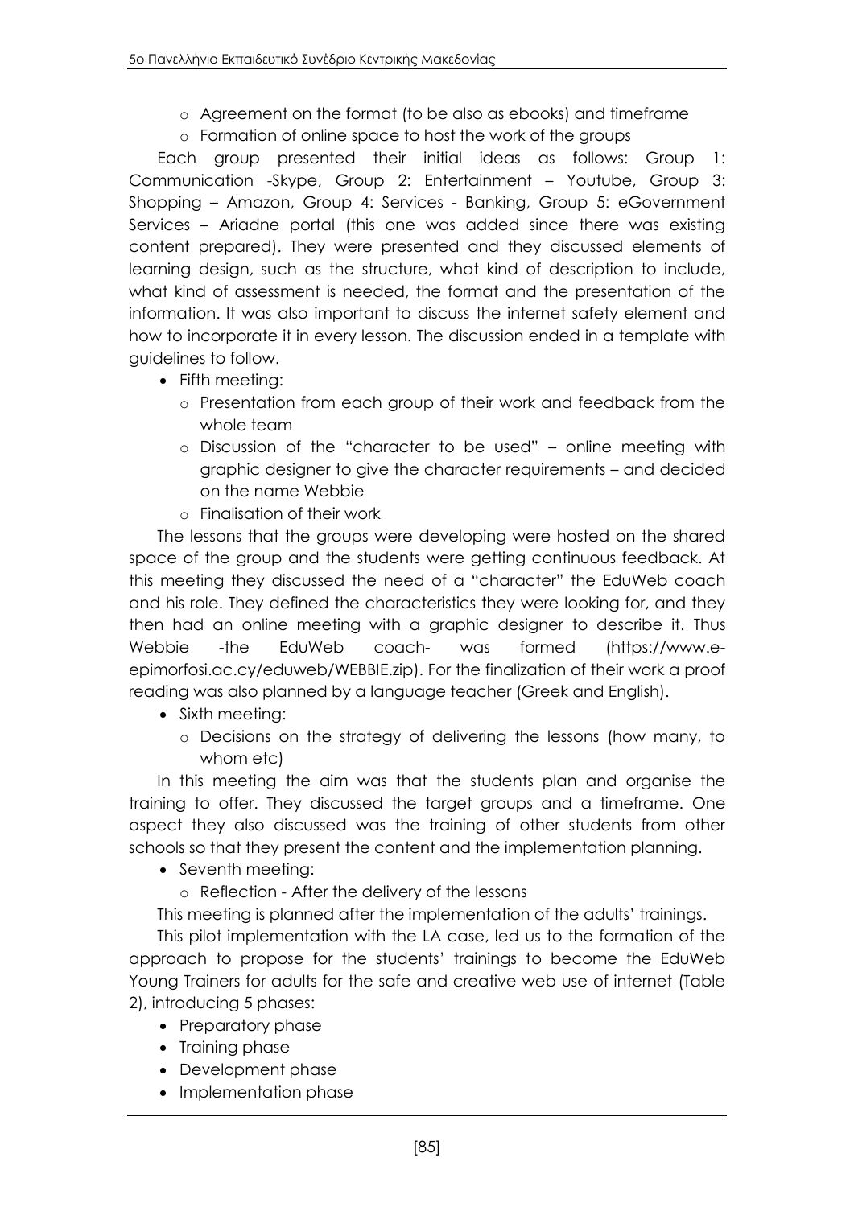- Agreement on the format (to be also as ebooks) and timeframe
- Formation of online space to host the work of the groups

Each group presented their initial ideas as follows: Group 1: Communication -Skype, Group 2: Entertainment – Youtube, Group 3: Shopping – Amazon, Group 4: Services - Banking, Group 5: eGovernment Services – Ariadne portal (this one was added since there was existing content prepared). They were presented and they discussed elements of learning design, such as the structure, what kind of description to include, what kind of assessment is needed, the format and the presentation of the information. It was also important to discuss the internet safety element and how to incorporate it in every lesson. The discussion ended in a template with guidelines to follow.

- Fifth meeting:
  - Presentation from each group of their work and feedback from the whole team
  - Discussion of the "character to be used" – online meeting with graphic designer to give the character requirements – and decided on the name Webbie
  - Finalisation of their work

The lessons that the groups were developing were hosted on the shared space of the group and the students were getting continuous feedback. At this meeting they discussed the need of a "character" the EduWeb coach and his role. They defined the characteristics they were looking for, and they then had an online meeting with a graphic designer to describe it. Thus Webbie -the EduWeb coach- was formed (https://www.e-epimorfosi.ac.cy/eduweb/WEBBIE.zip). For the finalization of their work a proof reading was also planned by a language teacher (Greek and English).

- Sixth meeting:
  - Decisions on the strategy of delivering the lessons (how many, to whom etc)

In this meeting the aim was that the students plan and organise the training to offer. They discussed the target groups and a timeframe. One aspect they also discussed was the training of other students from other schools so that they present the content and the implementation planning.

- Seventh meeting:
  - Reflection - After the delivery of the lessons

This meeting is planned after the implementation of the adults' trainings.

This pilot implementation with the LA case, led us to the formation of the approach to propose for the students' trainings to become the EduWeb Young Trainers for adults for the safe and creative web use of internet (Table 2), introducing 5 phases:

- Preparatory phase
- Training phase
- Development phase
- Implementation phase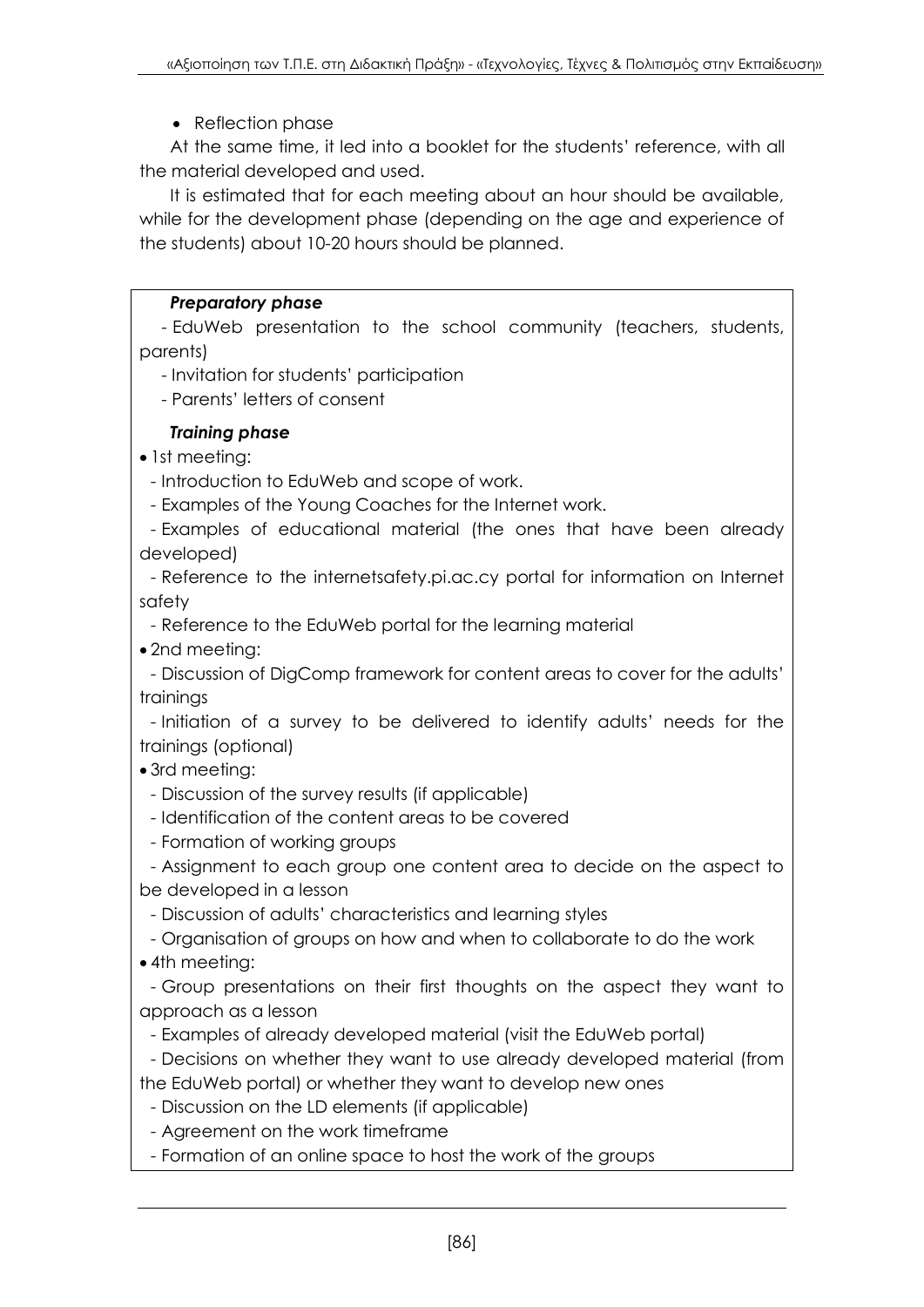- Reflection phase

At the same time, it led into a booklet for the students' reference, with all the material developed and used.

It is estimated that for each meeting about an hour should be available, while for the development phase (depending on the age and experience of the students) about 10-20 hours should be planned.

***Preparatory phase***

- EduWeb presentation to the school community (teachers, students, parents)
- Invitation for students' participation
- Parents' letters of consent

***Training phase***

- 1st meeting:
  - Introduction to EduWeb and scope of work.
  - Examples of the Young Coaches for the Internet work.
  - Examples of educational material (the ones that have been already developed)
  - Reference to the internetsafety.pi.ac.cy portal for information on Internet safety
  - Reference to the EduWeb portal for the learning material
- 2nd meeting:
  - Discussion of DigComp framework for content areas to cover for the adults' trainings
  - Initiation of a survey to be delivered to identify adults' needs for the trainings (optional)
- 3rd meeting:
  - Discussion of the survey results (if applicable)
  - Identification of the content areas to be covered
  - Formation of working groups
  - Assignment to each group one content area to decide on the aspect to be developed in a lesson
  - Discussion of adults' characteristics and learning styles
  - Organisation of groups on how and when to collaborate to do the work
- 4th meeting:
  - Group presentations on their first thoughts on the aspect they want to approach as a lesson
  - Examples of already developed material (visit the EduWeb portal)
  - Decisions on whether they want to use already developed material (from the EduWeb portal) or whether they want to develop new ones
  - Discussion on the LD elements (if applicable)
  - Agreement on the work timeframe
  - Formation of an online space to host the work of the groups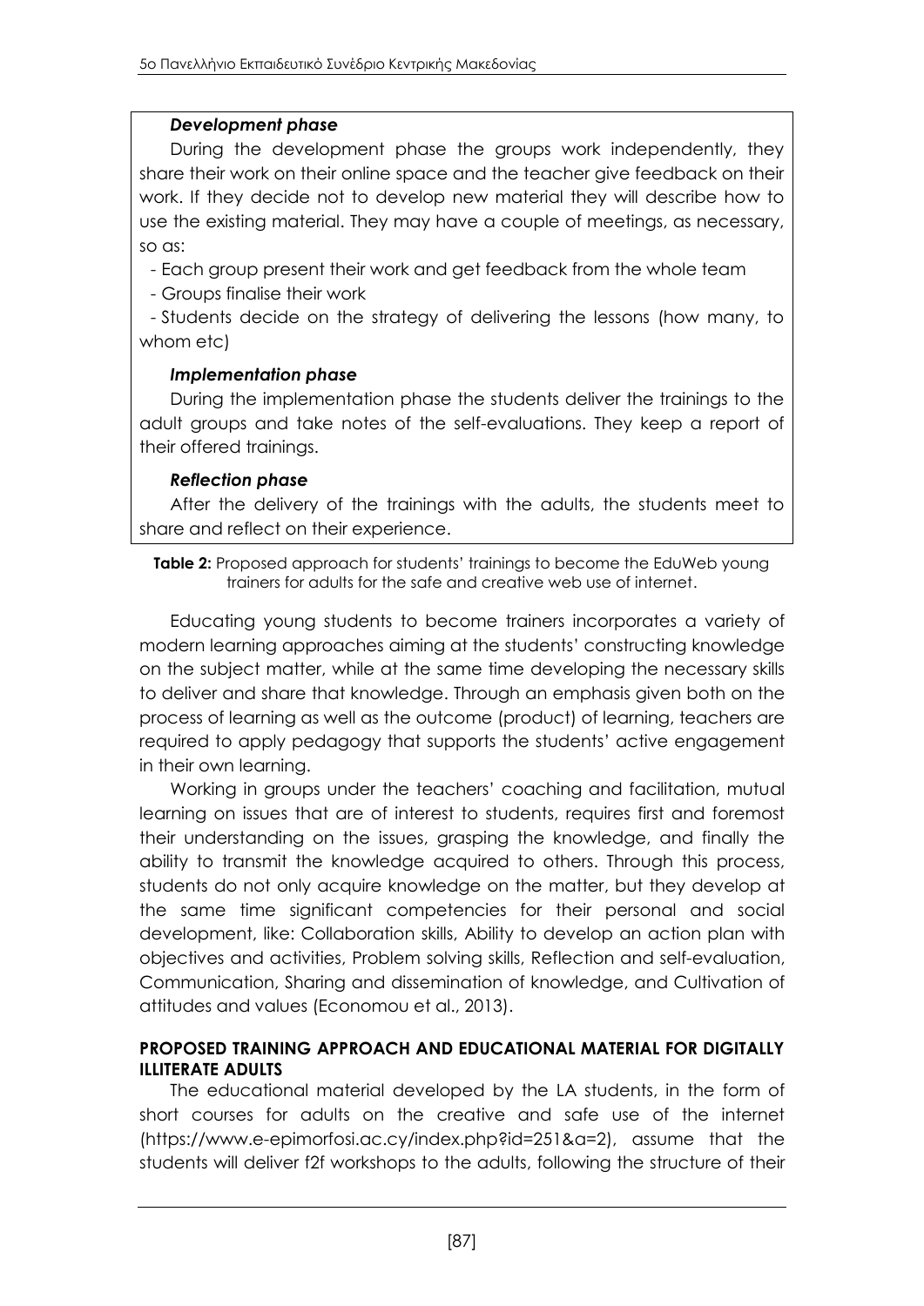***Development phase***

During the development phase the groups work independently, they share their work on their online space and the teacher give feedback on their work. If they decide not to develop new material they will describe how to use the existing material. They may have a couple of meetings, as necessary, so as:

- Each group present their work and get feedback from the whole team
- Groups finalise their work
- Students decide on the strategy of delivering the lessons (how many, to whom etc)

***Implementation phase***

During the implementation phase the students deliver the trainings to the adult groups and take notes of the self-evaluations. They keep a report of their offered trainings.

***Reflection phase***

After the delivery of the trainings with the adults, the students meet to share and reflect on their experience.

**Table 2:** Proposed approach for students' trainings to become the EduWeb young trainers for adults for the safe and creative web use of internet.

Educating young students to become trainers incorporates a variety of modern learning approaches aiming at the students' constructing knowledge on the subject matter, while at the same time developing the necessary skills to deliver and share that knowledge. Through an emphasis given both on the process of learning as well as the outcome (product) of learning, teachers are required to apply pedagogy that supports the students' active engagement in their own learning.

Working in groups under the teachers' coaching and facilitation, mutual learning on issues that are of interest to students, requires first and foremost their understanding on the issues, grasping the knowledge, and finally the ability to transmit the knowledge acquired to others. Through this process, students do not only acquire knowledge on the matter, but they develop at the same time significant competencies for their personal and social development, like: Collaboration skills, Ability to develop an action plan with objectives and activities, Problem solving skills, Reflection and self-evaluation, Communication, Sharing and dissemination of knowledge, and Cultivation of attitudes and values (Economou et al., 2013).

## PROPOSED TRAINING APPROACH AND EDUCATIONAL MATERIAL FOR DIGITALLY ILLITERATE ADULTS

The educational material developed by the LA students, in the form of short courses for adults on the creative and safe use of the internet (https://www.e-epimorfosi.ac.cy/index.php?id=251&a=2), assume that the students will deliver f2f workshops to the adults, following the structure of their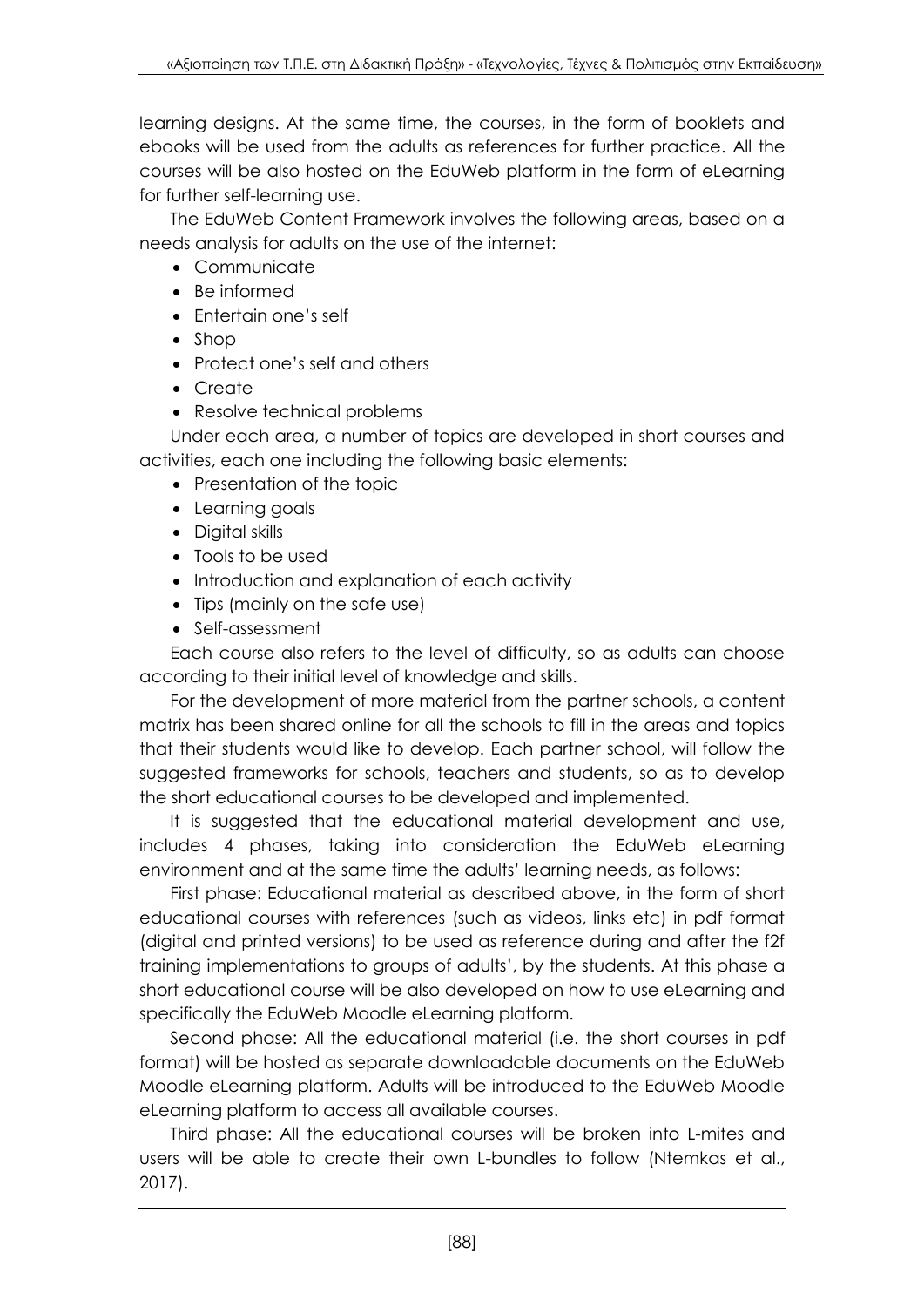learning designs. At the same time, the courses, in the form of booklets and ebooks will be used from the adults as references for further practice. All the courses will be also hosted on the EduWeb platform in the form of eLearning for further self-learning use.

The EduWeb Content Framework involves the following areas, based on a needs analysis for adults on the use of the internet:

- Communicate
- Be informed
- Entertain one's self
- Shop
- Protect one's self and others
- Create
- Resolve technical problems

Under each area, a number of topics are developed in short courses and activities, each one including the following basic elements:

- Presentation of the topic
- Learning goals
- Digital skills
- Tools to be used
- Introduction and explanation of each activity
- Tips (mainly on the safe use)
- Self-assessment

Each course also refers to the level of difficulty, so as adults can choose according to their initial level of knowledge and skills.

For the development of more material from the partner schools, a content matrix has been shared online for all the schools to fill in the areas and topics that their students would like to develop. Each partner school, will follow the suggested frameworks for schools, teachers and students, so as to develop the short educational courses to be developed and implemented.

It is suggested that the educational material development and use, includes 4 phases, taking into consideration the EduWeb eLearning environment and at the same time the adults' learning needs, as follows:

First phase: Educational material as described above, in the form of short educational courses with references (such as videos, links etc) in pdf format (digital and printed versions) to be used as reference during and after the f2f training implementations to groups of adults', by the students. At this phase a short educational course will be also developed on how to use eLearning and specifically the EduWeb Moodle eLearning platform.

Second phase: All the educational material (i.e. the short courses in pdf format) will be hosted as separate downloadable documents on the EduWeb Moodle eLearning platform. Adults will be introduced to the EduWeb Moodle eLearning platform to access all available courses.

Third phase: All the educational courses will be broken into L-mites and users will be able to create their own L-bundles to follow (Ntemkas et al., 2017).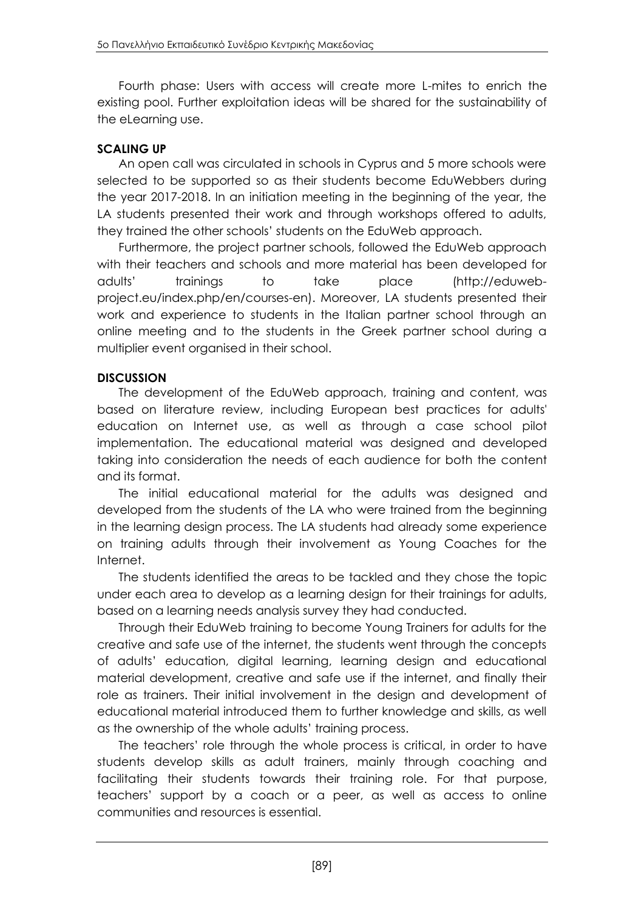Fourth phase: Users with access will create more L-mites to enrich the existing pool. Further exploitation ideas will be shared for the sustainability of the eLearning use.

**SCALING UP**

An open call was circulated in schools in Cyprus and 5 more schools were selected to be supported so as their students become EduWebbers during the year 2017-2018. In an initiation meeting in the beginning of the year, the LA students presented their work and through workshops offered to adults, they trained the other schools' students on the EduWeb approach.

Furthermore, the project partner schools, followed the EduWeb approach with their teachers and schools and more material has been developed for adults' trainings to take place (http://eduweb-project.eu/index.php/en/courses-en). Moreover, LA students presented their work and experience to students in the Italian partner school through an online meeting and to the students in the Greek partner school during a multiplier event organised in their school.

**DISCUSSION**

The development of the EduWeb approach, training and content, was based on literature review, including European best practices for adults' education on Internet use, as well as through a case school pilot implementation. The educational material was designed and developed taking into consideration the needs of each audience for both the content and its format.

The initial educational material for the adults was designed and developed from the students of the LA who were trained from the beginning in the learning design process. The LA students had already some experience on training adults through their involvement as Young Coaches for the Internet.

The students identified the areas to be tackled and they chose the topic under each area to develop as a learning design for their trainings for adults, based on a learning needs analysis survey they had conducted.

Through their EduWeb training to become Young Trainers for adults for the creative and safe use of the internet, the students went through the concepts of adults' education, digital learning, learning design and educational material development, creative and safe use if the internet, and finally their role as trainers. Their initial involvement in the design and development of educational material introduced them to further knowledge and skills, as well as the ownership of the whole adults' training process.

The teachers' role through the whole process is critical, in order to have students develop skills as adult trainers, mainly through coaching and facilitating their students towards their training role. For that purpose, teachers' support by a coach or a peer, as well as access to online communities and resources is essential.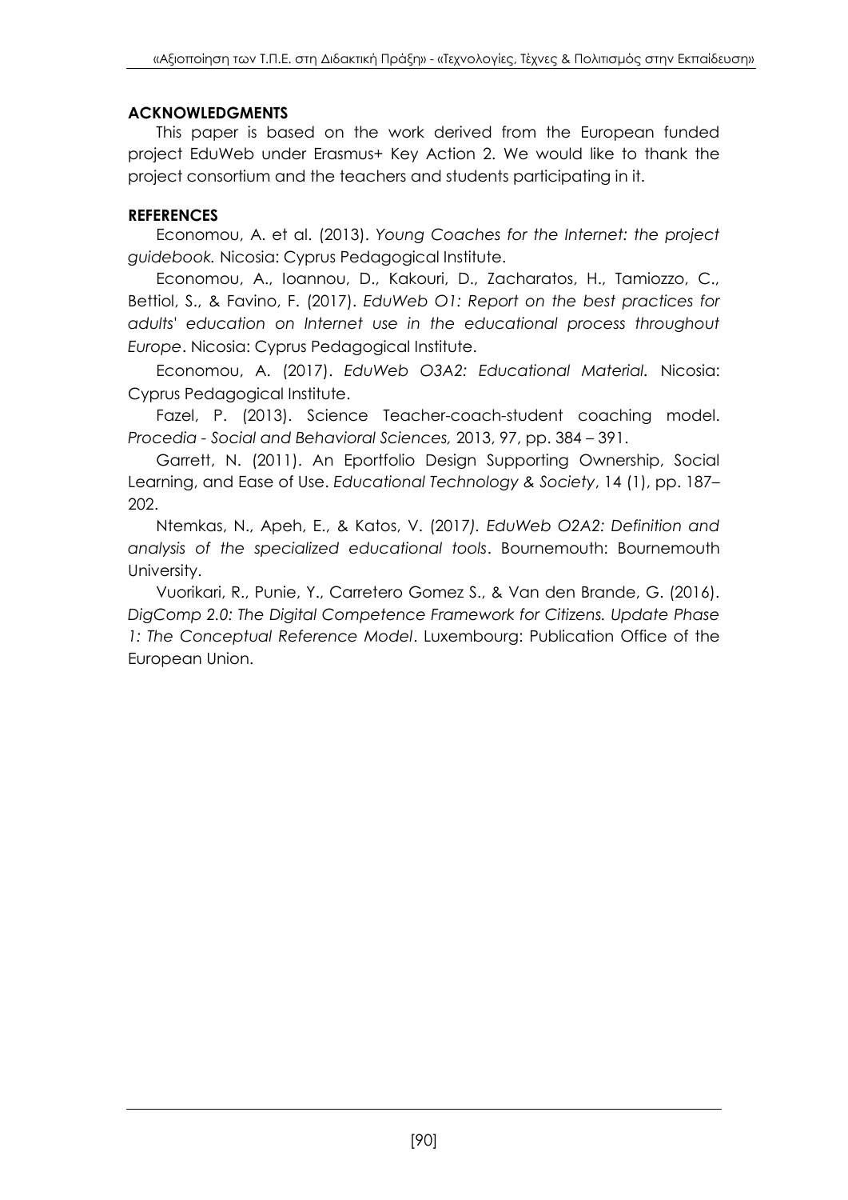## ACKNOWLEDGMENTS

This paper is based on the work derived from the European funded project EduWeb under Erasmus+ Key Action 2. We would like to thank the project consortium and the teachers and students participating in it.

## REFERENCES

Economou, A. et al. (2013). *Young Coaches for the Internet: the project guidebook.* Nicosia: Cyprus Pedagogical Institute.

Economou, A., Ioannou, D., Kakouri, D., Zacharatos, H., Tamiozzo, C., Bettiol, S., & Favino, F. (2017). *EduWeb O1: Report on the best practices for adults' education on Internet use in the educational process throughout Europe*. Nicosia: Cyprus Pedagogical Institute.

Economou, A. (2017). *EduWeb O3A2: Educational Material.* Nicosia: Cyprus Pedagogical Institute.

Fazel, P. (2013). Science Teacher-coach-student coaching model. *Procedia - Social and Behavioral Sciences,* 2013, 97, pp. 384 – 391.

Garrett, N. (2011). An Eportfolio Design Supporting Ownership, Social Learning, and Ease of Use. *Educational Technology & Society*, 14 (1), pp. 187–202.

Ntemkas, N., Apeh, E., & Katos, V. (2017*). EduWeb O2A2: Definition and analysis of the specialized educational tools*. Bournemouth: Bournemouth University.

Vuorikari, R., Punie, Y., Carretero Gomez S., & Van den Brande, G. (2016). *DigComp 2.0: The Digital Competence Framework for Citizens. Update Phase 1: The Conceptual Reference Model*. Luxembourg: Publication Office of the European Union.